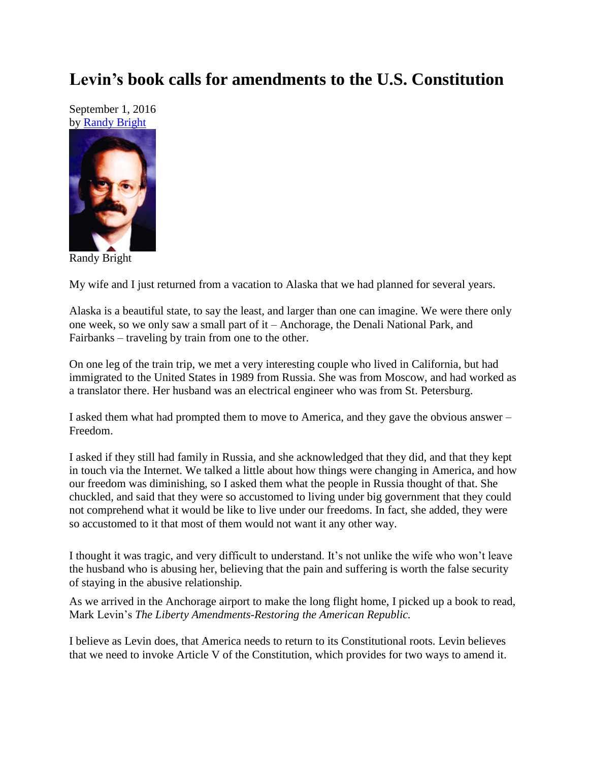# Levin's book calls for amendments to the U.S. Constitution

September 1, 2016
by Randy Bright

Randy Bright

My wife and I just returned from a vacation to Alaska that we had planned for several years.

Alaska is a beautiful state, to say the least, and larger than one can imagine. We were there only one week, so we only saw a small part of it – Anchorage, the Denali National Park, and Fairbanks – traveling by train from one to the other.

On one leg of the train trip, we met a very interesting couple who lived in California, but had immigrated to the United States in 1989 from Russia. She was from Moscow, and had worked as a translator there. Her husband was an electrical engineer who was from St. Petersburg.

I asked them what had prompted them to move to America, and they gave the obvious answer – Freedom.

I asked if they still had family in Russia, and she acknowledged that they did, and that they kept in touch via the Internet. We talked a little about how things were changing in America, and how our freedom was diminishing, so I asked them what the people in Russia thought of that. She chuckled, and said that they were so accustomed to living under big government that they could not comprehend what it would be like to live under our freedoms. In fact, she added, they were so accustomed to it that most of them would not want it any other way.

I thought it was tragic, and very difficult to understand. It's not unlike the wife who won't leave the husband who is abusing her, believing that the pain and suffering is worth the false security of staying in the abusive relationship.

As we arrived in the Anchorage airport to make the long flight home, I picked up a book to read, Mark Levin's *The Liberty Amendments-Restoring the American Republic.*

I believe as Levin does, that America needs to return to its Constitutional roots. Levin believes that we need to invoke Article V of the Constitution, which provides for two ways to amend it.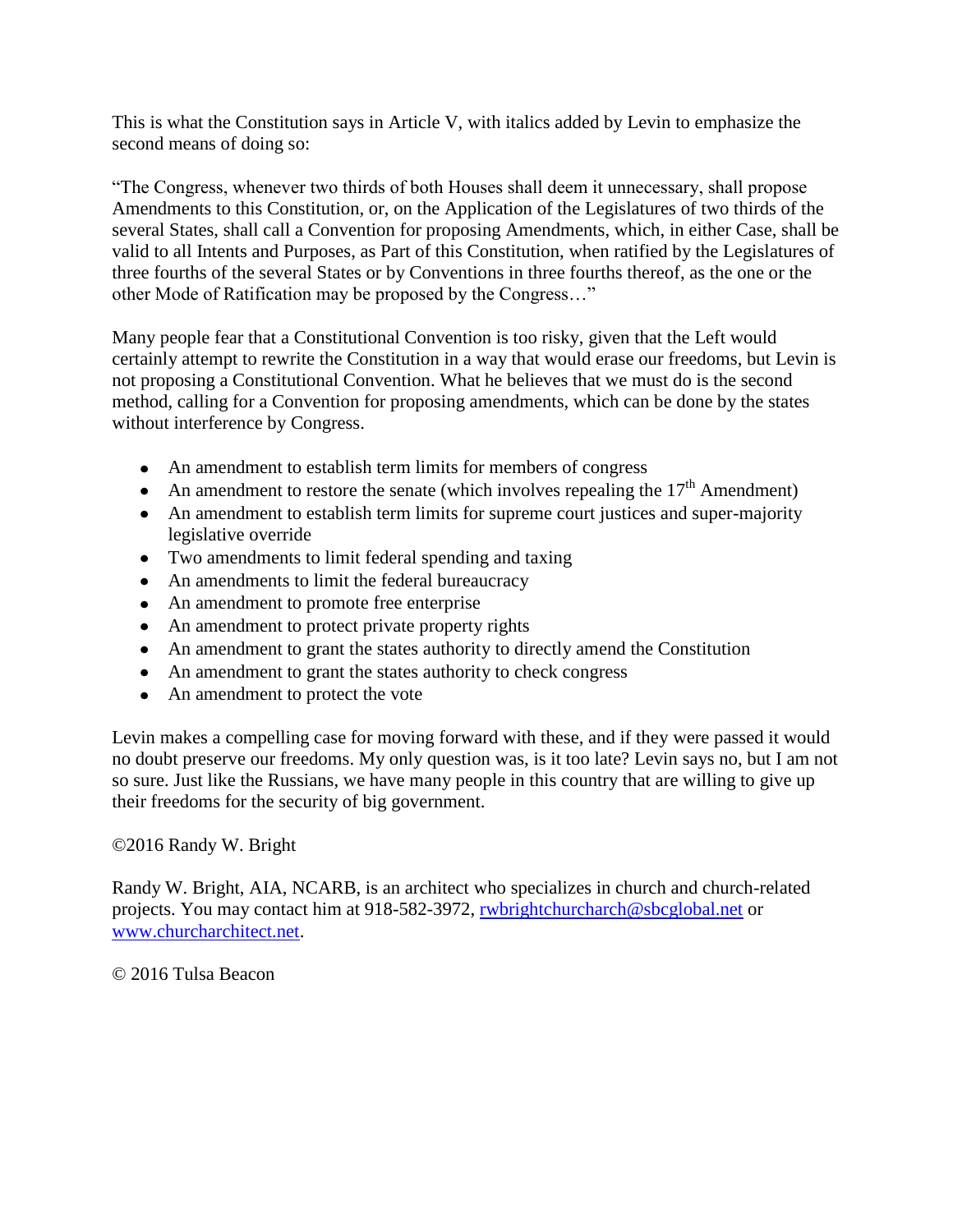This is what the Constitution says in Article V, with italics added by Levin to emphasize the second means of doing so:

“The Congress, whenever two thirds of both Houses shall deem it unnecessary, shall propose Amendments to this Constitution, or, on the Application of the Legislatures of two thirds of the several States, shall call a Convention for proposing Amendments, which, in either Case, shall be valid to all Intents and Purposes, as Part of this Constitution, when ratified by the Legislatures of three fourths of the several States or by Conventions in three fourths thereof, as the one or the other Mode of Ratification may be proposed by the Congress…”

Many people fear that a Constitutional Convention is too risky, given that the Left would certainly attempt to rewrite the Constitution in a way that would erase our freedoms, but Levin is not proposing a Constitutional Convention. What he believes that we must do is the second method, calling for a Convention for proposing amendments, which can be done by the states without interference by Congress.

- An amendment to establish term limits for members of congress
- An amendment to restore the senate (which involves repealing the 17th Amendment)
- An amendment to establish term limits for supreme court justices and super-majority legislative override
- Two amendments to limit federal spending and taxing
- An amendments to limit the federal bureaucracy
- An amendment to promote free enterprise
- An amendment to protect private property rights
- An amendment to grant the states authority to directly amend the Constitution
- An amendment to grant the states authority to check congress
- An amendment to protect the vote

Levin makes a compelling case for moving forward with these, and if they were passed it would no doubt preserve our freedoms. My only question was, is it too late? Levin says no, but I am not so sure. Just like the Russians, we have many people in this country that are willing to give up their freedoms for the security of big government.

©2016 Randy W. Bright

Randy W. Bright, AIA, NCARB, is an architect who specializes in church and church-related projects. You may contact him at 918-582-3972, rwbrightchurcharch@sbcglobal.net or www.churcharchitect.net.

© 2016 Tulsa Beacon